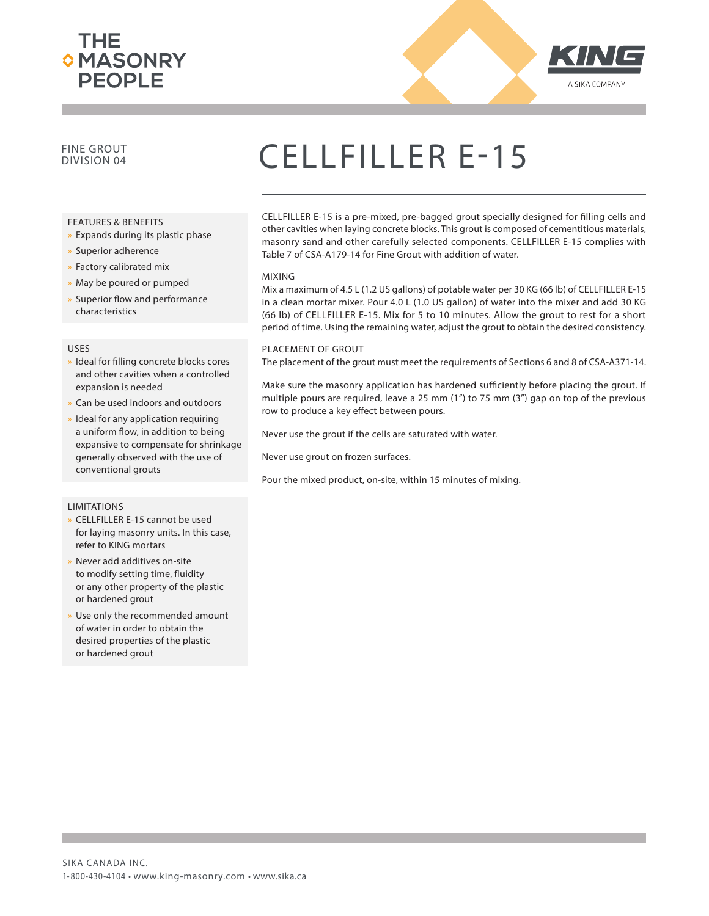THE MASONRY PEOPLE

KING
A SIKA COMPANY

FINE GROUT
DIVISION 04

# CELLFILLER E-15

CELLFILLER E-15 is a pre-mixed, pre-bagged grout specially designed for filling cells and other cavities when laying concrete blocks. This grout is composed of cementitious materials, masonry sand and other carefully selected components. CELLFILLER E-15 complies with Table 7 of CSA-A179-14 for Fine Grout with addition of water.

## FEATURES & BENEFITS

- Expands during its plastic phase
- Superior adherence
- Factory calibrated mix
- May be poured or pumped
- Superior flow and performance characteristics

## USES

- Ideal for filling concrete blocks cores and other cavities when a controlled expansion is needed
- Can be used indoors and outdoors
- Ideal for any application requiring a uniform flow, in addition to being expansive to compensate for shrinkage generally observed with the use of conventional grouts

## LIMITATIONS

- CELLFILLER E-15 cannot be used for laying masonry units. In this case, refer to KING mortars
- Never add additives on-site to modify setting time, fluidity or any other property of the plastic or hardened grout
- Use only the recommended amount of water in order to obtain the desired properties of the plastic or hardened grout

## MIXING

Mix a maximum of 4.5 L (1.2 US gallons) of potable water per 30 KG (66 lb) of CELLFILLER E-15 in a clean mortar mixer. Pour 4.0 L (1.0 US gallon) of water into the mixer and add 30 KG (66 lb) of CELLFILLER E-15. Mix for 5 to 10 minutes. Allow the grout to rest for a short period of time. Using the remaining water, adjust the grout to obtain the desired consistency.

## PLACEMENT OF GROUT

The placement of the grout must meet the requirements of Sections 6 and 8 of CSA-A371-14.

Make sure the masonry application has hardened sufficiently before placing the grout. If multiple pours are required, leave a 25 mm (1") to 75 mm (3") gap on top of the previous row to produce a key effect between pours.

Never use the grout if the cells are saturated with water.

Never use grout on frozen surfaces.

Pour the mixed product, on-site, within 15 minutes of mixing.

SIKA CANADA INC.
1-800-430-4104 • www.king-masonry.com • www.sika.ca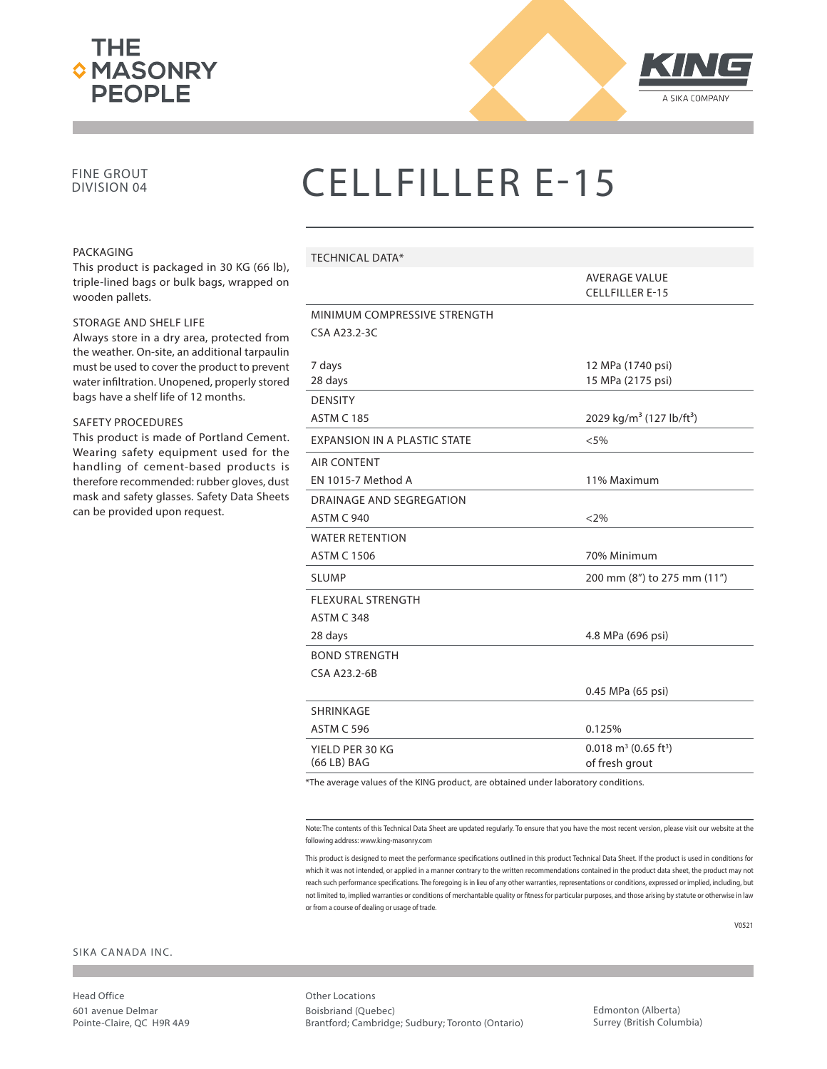THE MASONRY PEOPLE

KING
A SIKA COMPANY

FINE GROUT
DIVISION 04

# CELLFILLER E-15

## PACKAGING

This product is packaged in 30 KG (66 lb), triple-lined bags or bulk bags, wrapped on wooden pallets.

## STORAGE AND SHELF LIFE

Always store in a dry area, protected from the weather. On-site, an additional tarpaulin must be used to cover the product to prevent water infiltration. Unopened, properly stored bags have a shelf life of 12 months.

## SAFETY PROCEDURES

This product is made of Portland Cement. Wearing safety equipment used for the handling of cement-based products is therefore recommended: rubber gloves, dust mask and safety glasses. Safety Data Sheets can be provided upon request.

## TECHNICAL DATA*

| | AVERAGE VALUE CELLFILLER E-15 |
|---|---|
| MINIMUM COMPRESSIVE STRENGTH CSA A23.2-3C | |
| 7 days | 12 MPa (1740 psi) |
| 28 days | 15 MPa (2175 psi) |
| DENSITY ASTM C 185 | 2029 kg/m$^3$ (127 lb/ft$^3$) |
| EXPANSION IN A PLASTIC STATE | <5% |
| AIR CONTENT EN 1015-7 Method A | 11% Maximum |
| DRAINAGE AND SEGREGATION ASTM C 940 | <2% |
| WATER RETENTION ASTM C 1506 | 70% Minimum |
| SLUMP | 200 mm (8”) to 275 mm (11”) |
| FLEXURAL STRENGTH ASTM C 348 | |
| 28 days | 4.8 MPa (696 psi) |
| BOND STRENGTH CSA A23.2-6B | 0.45 MPa (65 psi) |
| SHRINKAGE ASTM C 596 | 0.125% |
| YIELD PER 30 KG (66 LB) BAG | 0.018 m$^3$ (0.65 ft$^3$) of fresh grout |

*The average values of the KING product, are obtained under laboratory conditions.

Note: The contents of this Technical Data Sheet are updated regularly. To ensure that you have the most recent version, please visit our website at the following address: www.king-masonry.com

This product is designed to meet the performance specifications outlined in this product Technical Data Sheet. If the product is used in conditions for which it was not intended, or applied in a manner contrary to the written recommendations contained in the product data sheet, the product may not reach such performance specifications. The foregoing is in lieu of any other warranties, representations or conditions, expressed or implied, including, but not limited to, implied warranties or conditions of merchantable quality or fitness for particular purposes, and those arising by statute or otherwise in law or from a course of dealing or usage of trade.

V0521

SIKA CANADA INC.

Head Office
601 avenue Delmar
Pointe-Claire, QC H9R 4A9

Other Locations
Boisbriand (Quebec)
Brantford; Cambridge; Sudbury; Toronto (Ontario)
Edmonton (Alberta)
Surrey (British Columbia)